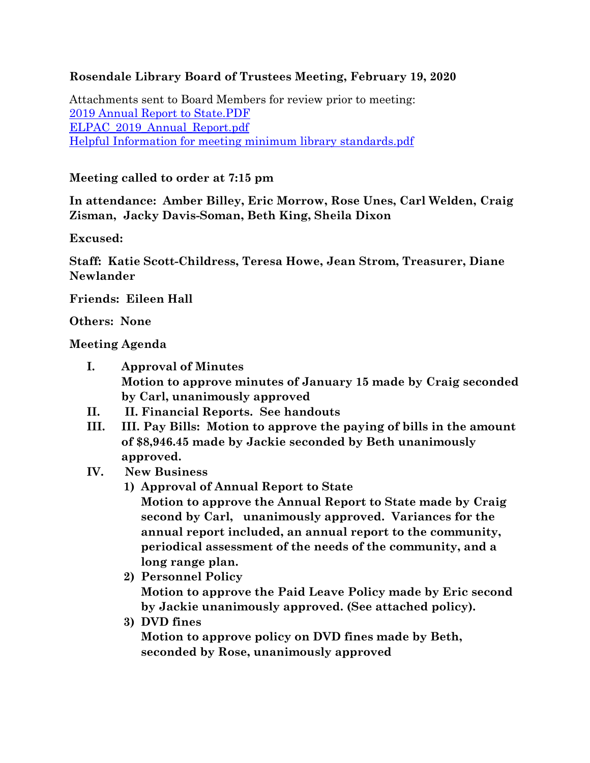**Rosendale Library Board of Trustees Meeting, February 19, 2020**

Attachments sent to Board Members for review prior to meeting:
[2019 Annual Report to State.PDF]
[ELPAC_2019_Annual_Report.pdf]
[Helpful Information for meeting minimum library standards.pdf]

**Meeting called to order at 7:15 pm**

**In attendance: Amber Billey, Eric Morrow, Rose Unes, Carl Welden, Craig Zisman, Jacky Davis-Soman, Beth King, Sheila Dixon**

**Excused:**

**Staff: Katie Scott-Childress, Teresa Howe, Jean Strom, Treasurer, Diane Newlander**

**Friends: Eileen Hall**

**Others: None**

**Meeting Agenda**

- **I. Approval of Minutes**
  **Motion to approve minutes of January 15 made by Craig seconded by Carl, unanimously approved**
- **II. II. Financial Reports. See handouts**
- **III. III. Pay Bills: Motion to approve the paying of bills in the amount of $8,946.45 made by Jackie seconded by Beth unanimously approved.**
- **IV. New Business**
  1) **Approval of Annual Report to State**
     **Motion to approve the Annual Report to State made by Craig second by Carl, unanimously approved. Variances for the annual report included, an annual report to the community, periodical assessment of the needs of the community, and a long range plan.**
  2) **Personnel Policy**
     **Motion to approve the Paid Leave Policy made by Eric second by Jackie unanimously approved. (See attached policy).**
  3) **DVD fines**
     **Motion to approve policy on DVD fines made by Beth, seconded by Rose, unanimously approved**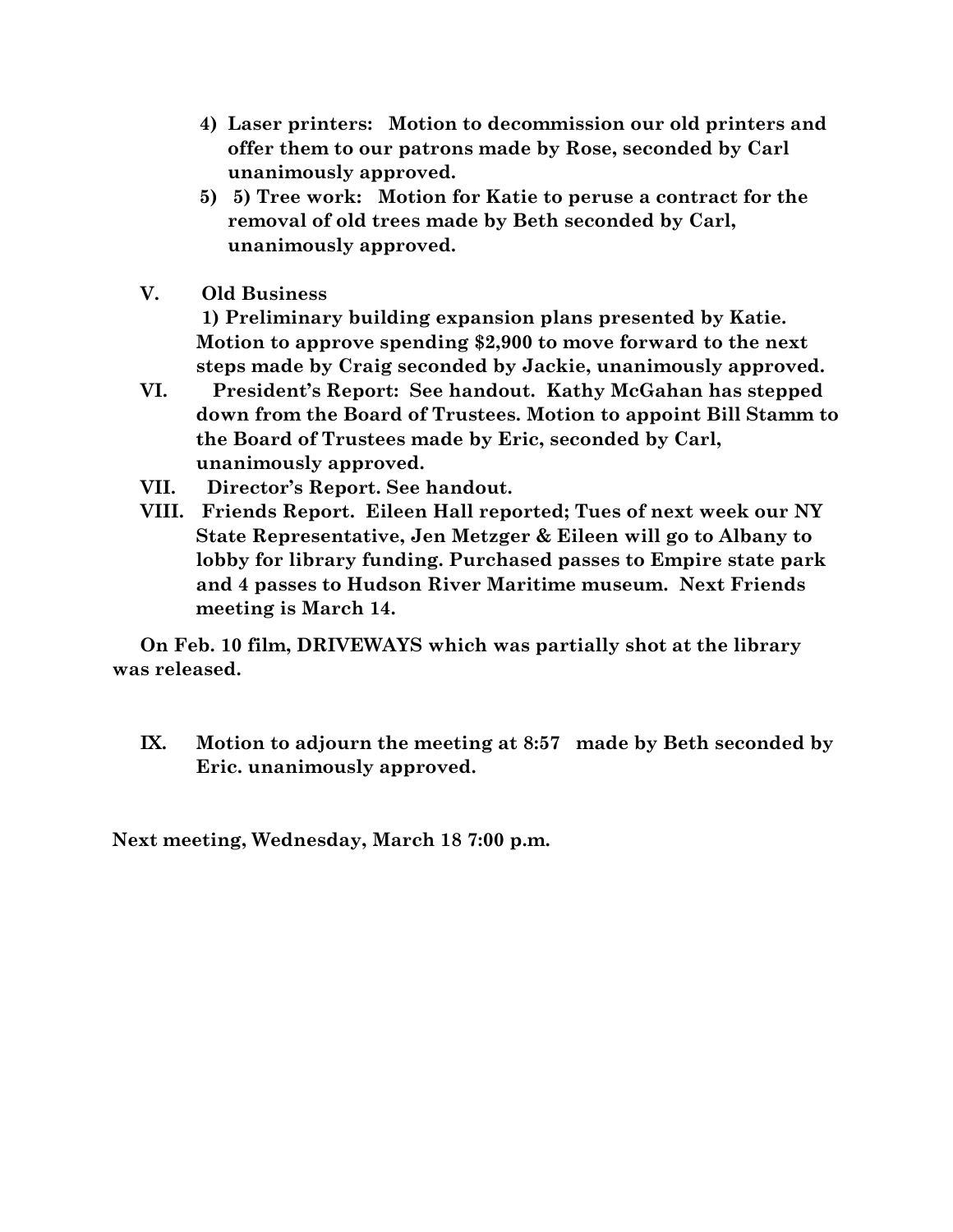**4) Laser printers: Motion to decommission our old printers and offer them to our patrons made by Rose, seconded by Carl unanimously approved.**

**5) 5) Tree work: Motion for Katie to peruse a contract for the removal of old trees made by Beth seconded by Carl, unanimously approved.**

**V. Old Business**

**1) Preliminary building expansion plans presented by Katie. Motion to approve spending $2,900 to move forward to the next steps made by Craig seconded by Jackie, unanimously approved.**

**VI. President's Report: See handout. Kathy McGahan has stepped down from the Board of Trustees. Motion to appoint Bill Stamm to the Board of Trustees made by Eric, seconded by Carl, unanimously approved.**

**VII. Director's Report. See handout.**

**VIII. Friends Report. Eileen Hall reported; Tues of next week our NY State Representative, Jen Metzger & Eileen will go to Albany to lobby for library funding. Purchased passes to Empire state park and 4 passes to Hudson River Maritime museum. Next Friends meeting is March 14.**

**On Feb. 10 film, DRIVEWAYS which was partially shot at the library was released.**

**IX. Motion to adjourn the meeting at 8:57 made by Beth seconded by Eric. unanimously approved.**

**Next meeting, Wednesday, March 18 7:00 p.m.**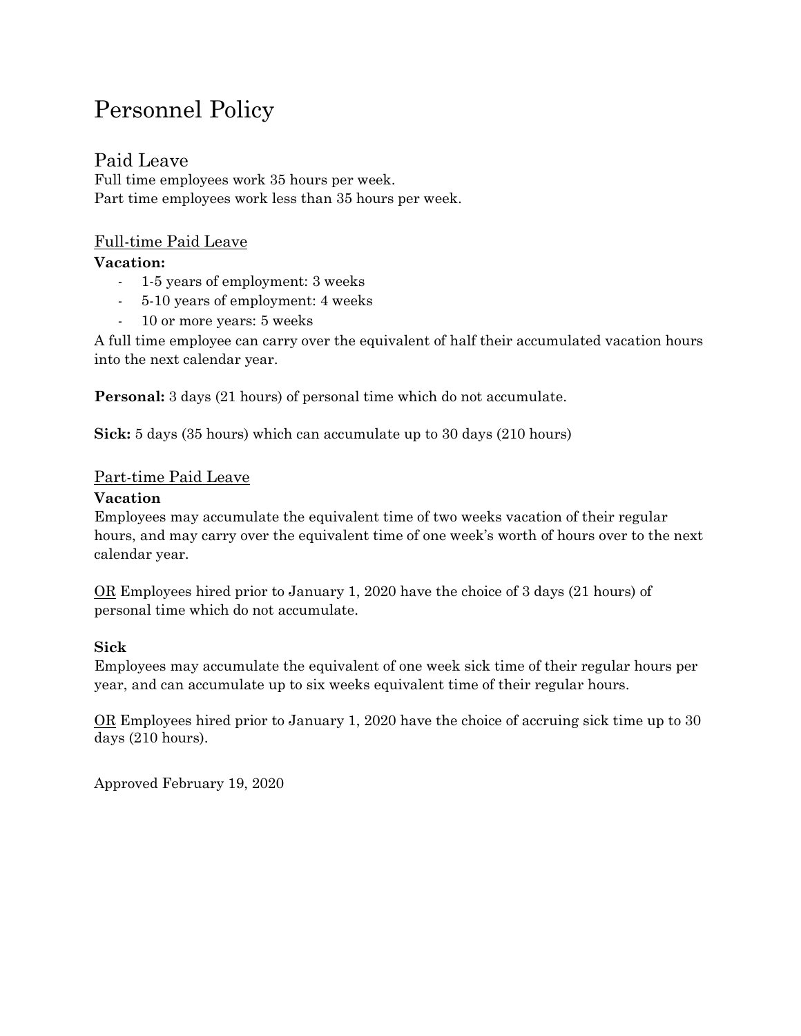# Personnel Policy

## Paid Leave

Full time employees work 35 hours per week.
Part time employees work less than 35 hours per week.

### Full-time Paid Leave

**Vacation:**

- 1-5 years of employment: 3 weeks
- 5-10 years of employment: 4 weeks
- 10 or more years: 5 weeks

A full time employee can carry over the equivalent of half their accumulated vacation hours into the next calendar year.

**Personal:** 3 days (21 hours) of personal time which do not accumulate.

**Sick:** 5 days (35 hours) which can accumulate up to 30 days (210 hours)

### Part-time Paid Leave

**Vacation**

Employees may accumulate the equivalent time of two weeks vacation of their regular hours, and may carry over the equivalent time of one week's worth of hours over to the next calendar year.

OR Employees hired prior to January 1, 2020 have the choice of 3 days (21 hours) of personal time which do not accumulate.

**Sick**

Employees may accumulate the equivalent of one week sick time of their regular hours per year, and can accumulate up to six weeks equivalent time of their regular hours.

OR Employees hired prior to January 1, 2020 have the choice of accruing sick time up to 30 days (210 hours).

Approved February 19, 2020